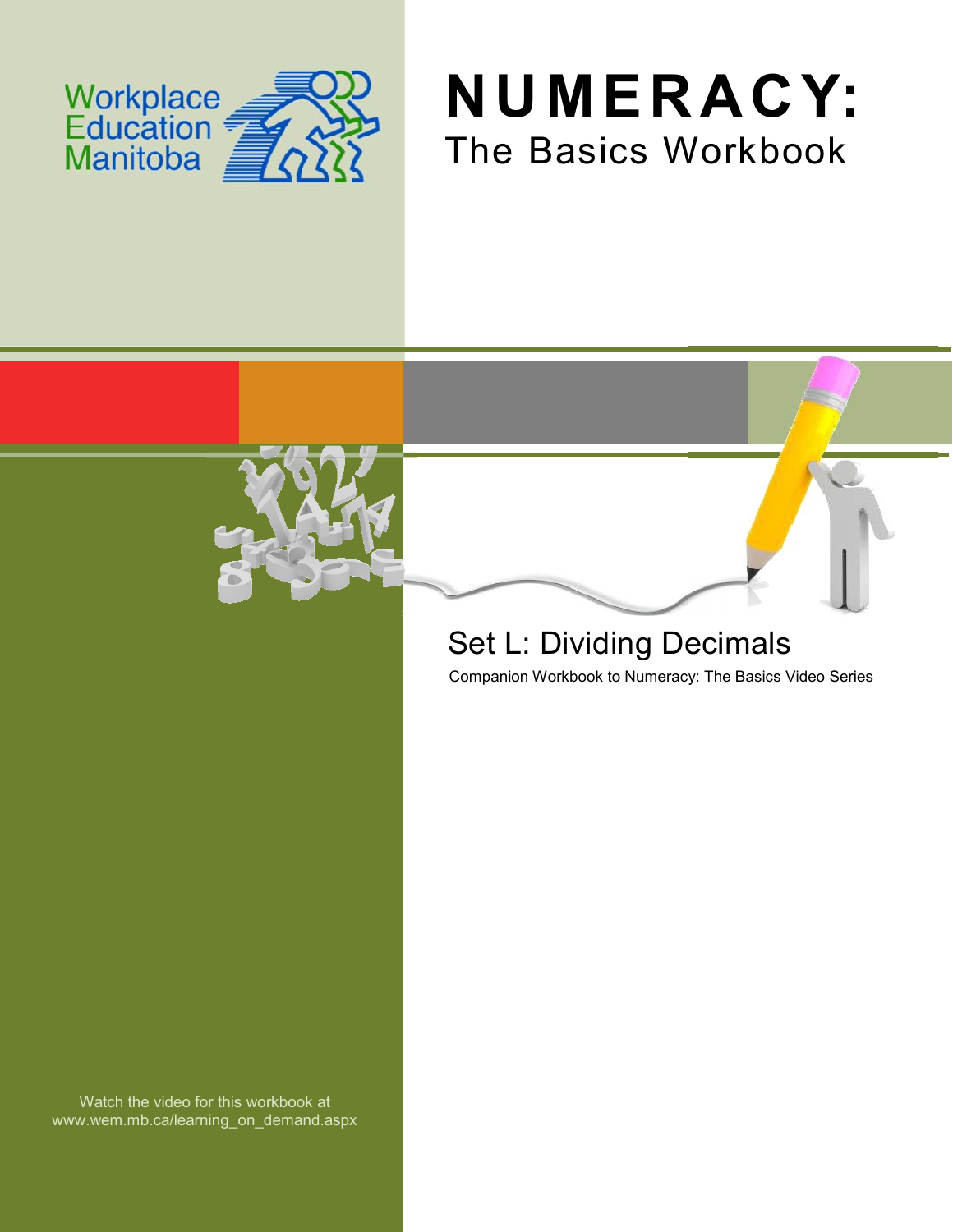Workplace Education Manitoba

# NUMERACY:

## The Basics Workbook

## Set L: Dividing Decimals

Companion Workbook to Numeracy: The Basics Video Series

Watch the video for this workbook at www.wem.mb.ca/learning_on_demand.aspx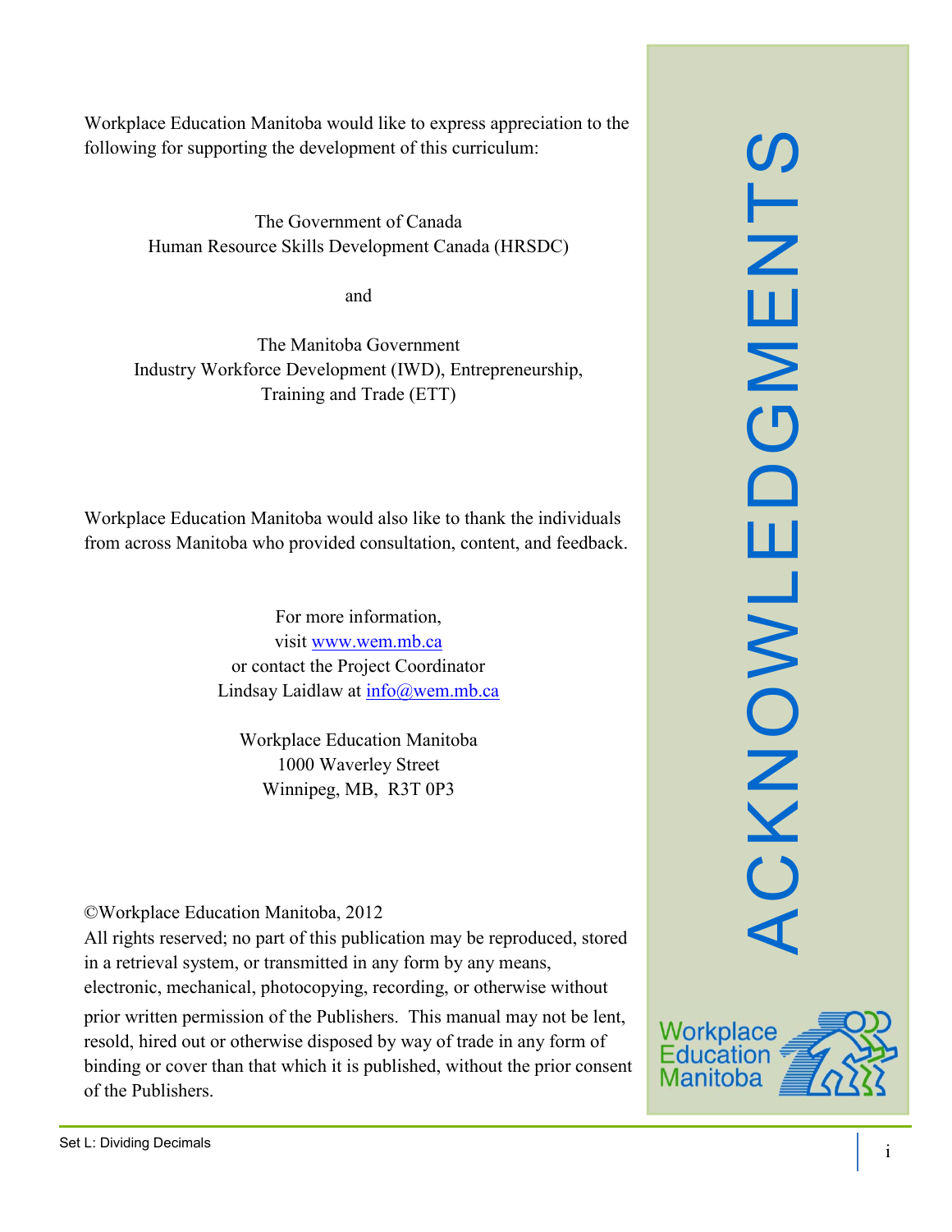# ACKNOWLEDGMENTS

Workplace Education Manitoba would like to express appreciation to the following for supporting the development of this curriculum:

The Government of Canada
Human Resource Skills Development Canada (HRSDC)

and

The Manitoba Government
Industry Workforce Development (IWD), Entrepreneurship, Training and Trade (ETT)

Workplace Education Manitoba would also like to thank the individuals from across Manitoba who provided consultation, content, and feedback.

For more information,
visit [www.wem.mb.ca](http://www.wem.mb.ca)
or contact the Project Coordinator
Lindsay Laidlaw at [info@wem.mb.ca](mailto:info@wem.mb.ca)

Workplace Education Manitoba
1000 Waverley Street
Winnipeg, MB, R3T 0P3

©Workplace Education Manitoba, 2012
All rights reserved; no part of this publication may be reproduced, stored in a retrieval system, or transmitted in any form by any means, electronic, mechanical, photocopying, recording, or otherwise without prior written permission of the Publishers. This manual may not be lent, resold, hired out or otherwise disposed by way of trade in any form of binding or cover than that which it is published, without the prior consent of the Publishers.

Workplace Education Manitoba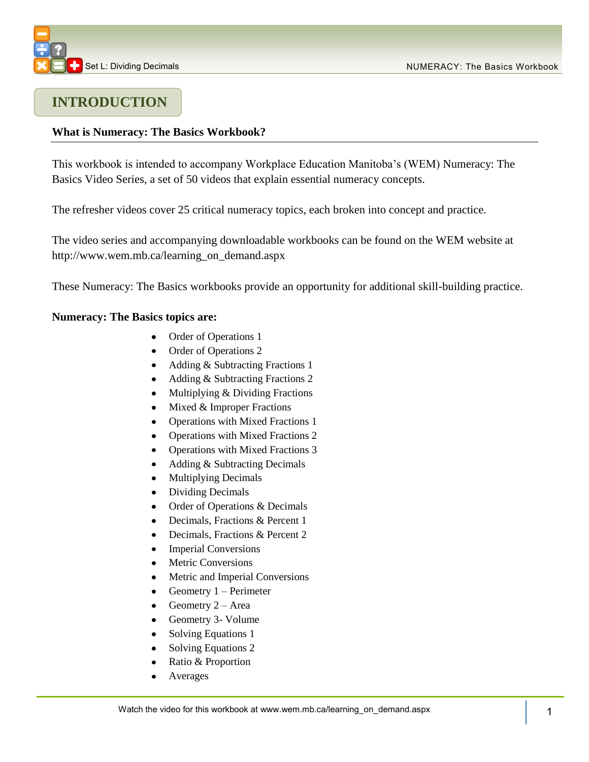# INTRODUCTION

**What is Numeracy: The Basics Workbook?**

This workbook is intended to accompany Workplace Education Manitoba's (WEM) Numeracy: The Basics Video Series, a set of 50 videos that explain essential numeracy concepts.

The refresher videos cover 25 critical numeracy topics, each broken into concept and practice.

The video series and accompanying downloadable workbooks can be found on the WEM website at http://www.wem.mb.ca/learning_on_demand.aspx

These Numeracy: The Basics workbooks provide an opportunity for additional skill-building practice.

**Numeracy: The Basics topics are:**

- Order of Operations 1
- Order of Operations 2
- Adding & Subtracting Fractions 1
- Adding & Subtracting Fractions 2
- Multiplying & Dividing Fractions
- Mixed & Improper Fractions
- Operations with Mixed Fractions 1
- Operations with Mixed Fractions 2
- Operations with Mixed Fractions 3
- Adding & Subtracting Decimals
- Multiplying Decimals
- Dividing Decimals
- Order of Operations & Decimals
- Decimals, Fractions & Percent 1
- Decimals, Fractions & Percent 2
- Imperial Conversions
- Metric Conversions
- Metric and Imperial Conversions
- Geometry 1 – Perimeter
- Geometry 2 – Area
- Geometry 3- Volume
- Solving Equations 1
- Solving Equations 2
- Ratio & Proportion
- Averages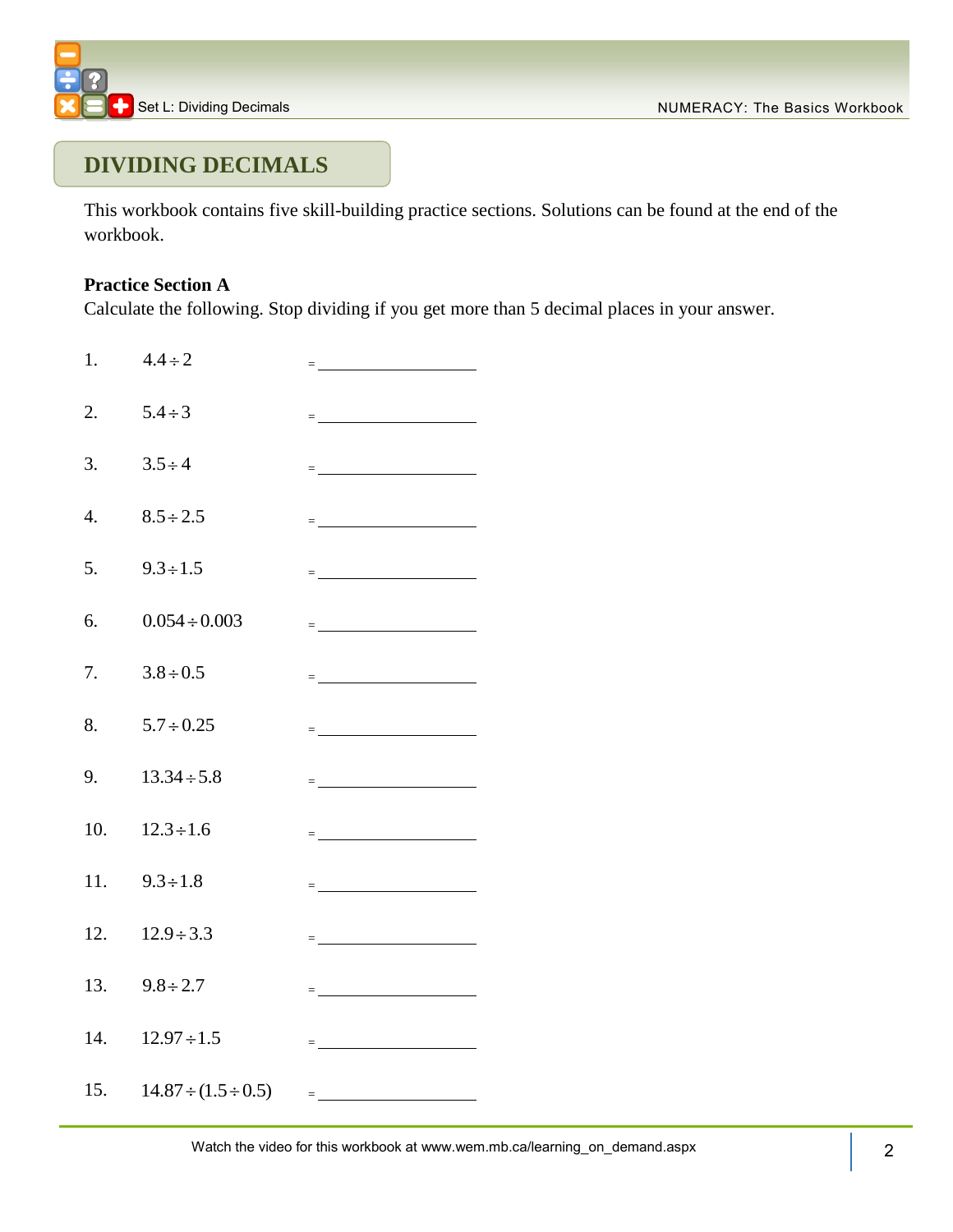## DIVIDING DECIMALS

This workbook contains five skill-building practice sections. Solutions can be found at the end of the workbook.

**Practice Section A**

Calculate the following. Stop dividing if you get more than 5 decimal places in your answer.

1. $4.4 \div 2$ = ____________
2. $5.4 \div 3$ = ____________
3. $3.5 \div 4$ = ____________
4. $8.5 \div 2.5$ = ____________
5. $9.3 \div 1.5$ = ____________
6. $0.054 \div 0.003$ = ____________
7. $3.8 \div 0.5$ = ____________
8. $5.7 \div 0.25$ = ____________
9. $13.34 \div 5.8$ = ____________
10. $12.3 \div 1.6$ = ____________
11. $9.3 \div 1.8$ = ____________
12. $12.9 \div 3.3$ = ____________
13. $9.8 \div 2.7$ = ____________
14. $12.97 \div 1.5$ = ____________
15. $14.87 \div (1.5 \div 0.5)$ = ____________

Watch the video for this workbook at www.wem.mb.ca/learning_on_demand.aspx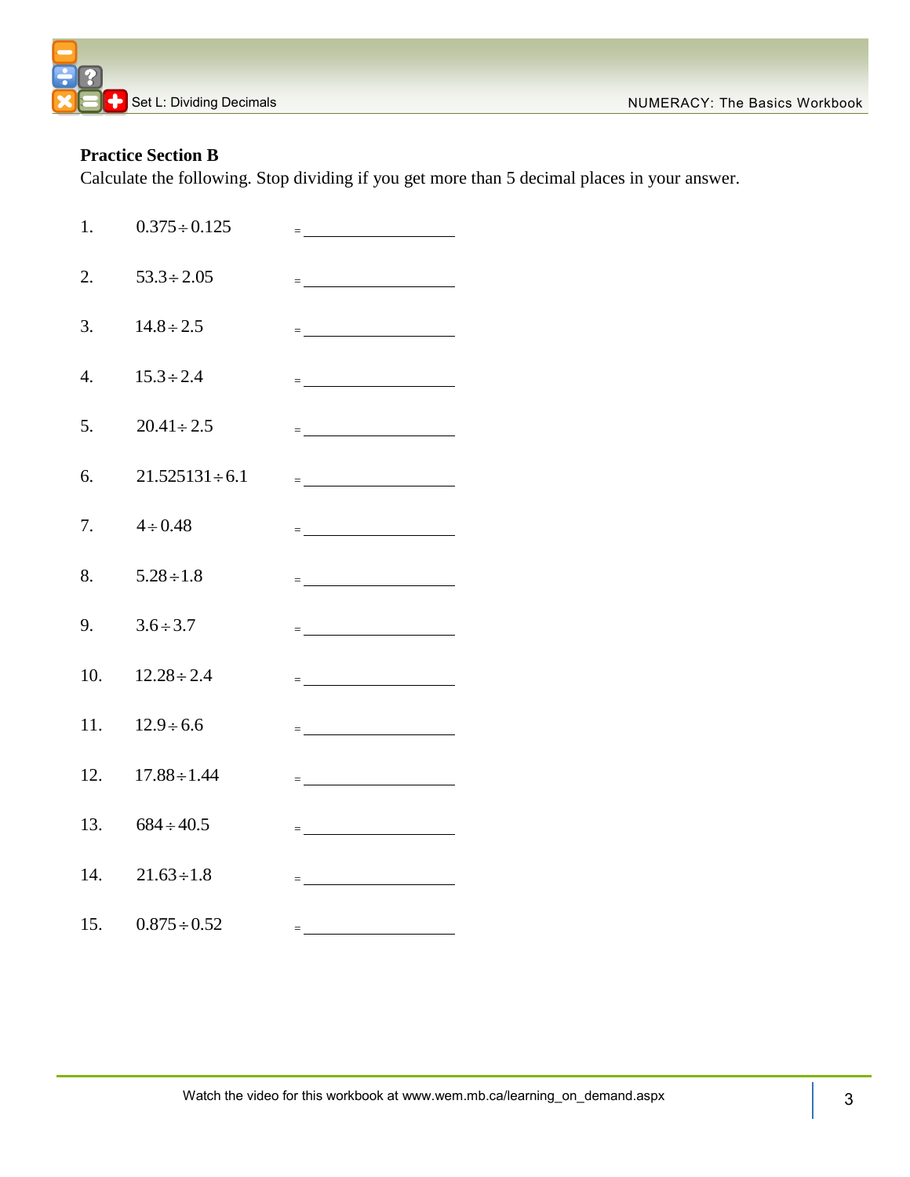**Practice Section B**

Calculate the following. Stop dividing if you get more than 5 decimal places in your answer.

1. $0.375 \div 0.125$ = ____________
2. $53.3 \div 2.05$ = ____________
3. $14.8 \div 2.5$ = ____________
4. $15.3 \div 2.4$ = ____________
5. $20.41 \div 2.5$ = ____________
6. $21.525131 \div 6.1$ = ____________
7. $4 \div 0.48$ = ____________
8. $5.28 \div 1.8$ = ____________
9. $3.6 \div 3.7$ = ____________
10. $12.28 \div 2.4$ = ____________
11. $12.9 \div 6.6$ = ____________
12. $17.88 \div 1.44$ = ____________
13. $684 \div 40.5$ = ____________
14. $21.63 \div 1.8$ = ____________
15. $0.875 \div 0.52$ = ____________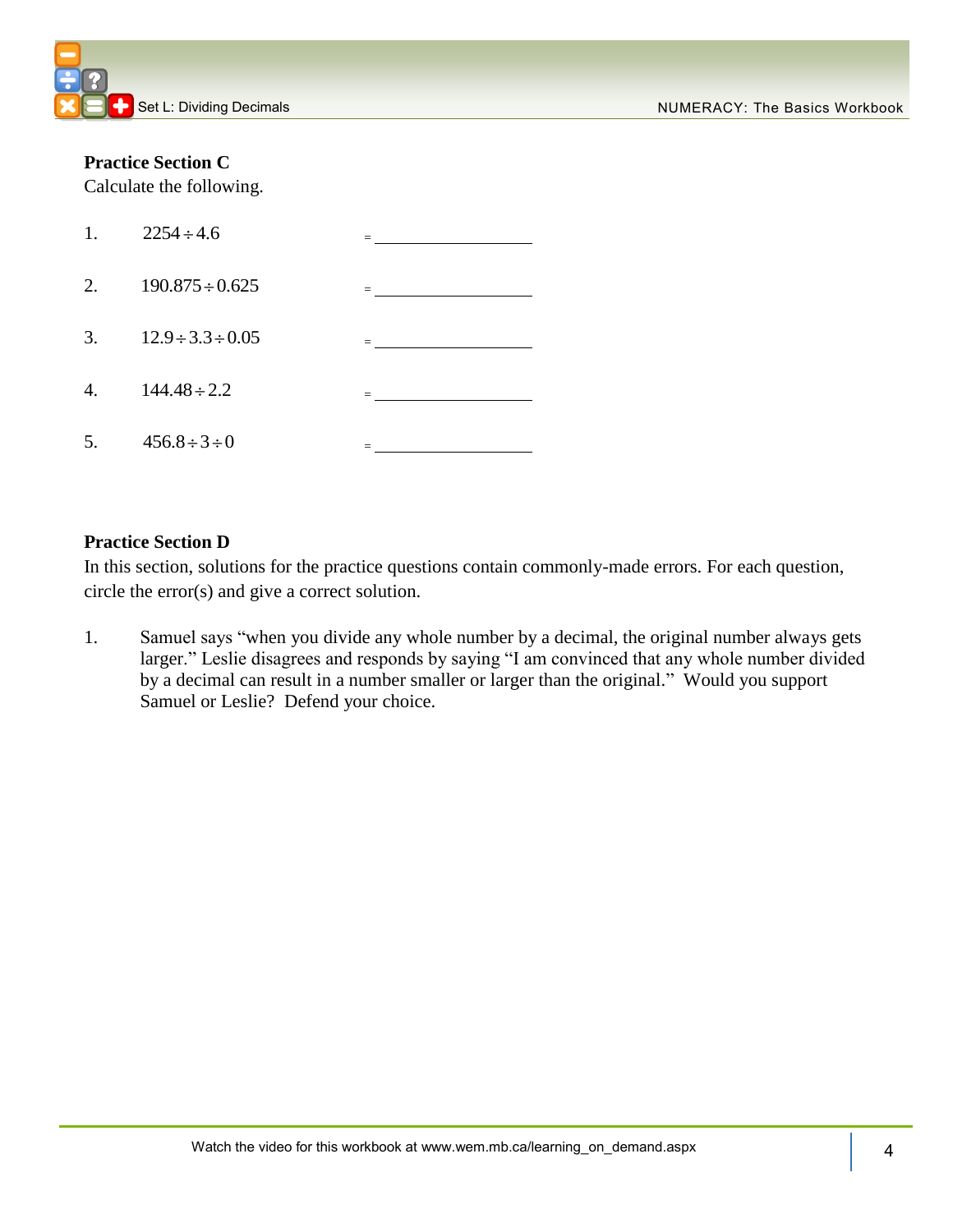### Practice Section C

Calculate the following.

1. $2254 \div 4.6$ = ______________

2. $190.875 \div 0.625$ = ______________

3. $12.9 \div 3.3 \div 0.05$ = ______________

4. $144.48 \div 2.2$ = ______________

5. $456.8 \div 3 \div 0$ = ______________

### Practice Section D

In this section, solutions for the practice questions contain commonly-made errors. For each question, circle the error(s) and give a correct solution.

1. Samuel says "when you divide any whole number by a decimal, the original number always gets larger." Leslie disagrees and responds by saying "I am convinced that any whole number divided by a decimal can result in a number smaller or larger than the original." Would you support Samuel or Leslie? Defend your choice.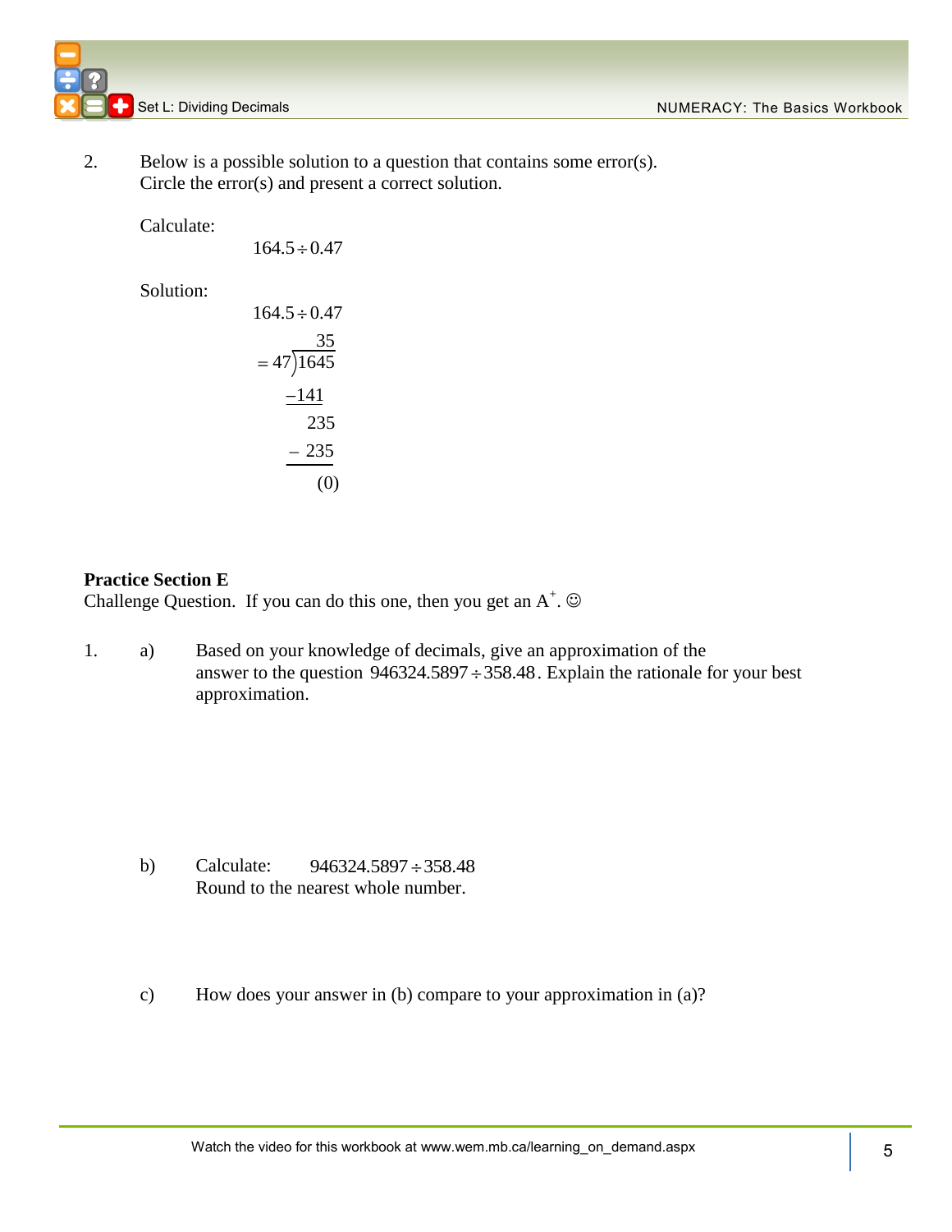2. Below is a possible solution to a question that contains some error(s). Circle the error(s) and present a correct solution.

Calculate:

$$164.5 \div 0.47$$

Solution:

$$164.5 \div 0.47$$

$$= 47\overline{)1645}$$

```
        35
 = 47)1645
     -141
       235
     - 235
       (0)
```

**Practice Section E**

Challenge Question. If you can do this one, then you get an A$^+$. ☺

1. a) Based on your knowledge of decimals, give an approximation of the answer to the question $946324.5897 \div 358.48$. Explain the rationale for your best approximation.

   b) Calculate: $946324.5897 \div 358.48$
   Round to the nearest whole number.

   c) How does your answer in (b) compare to your approximation in (a)?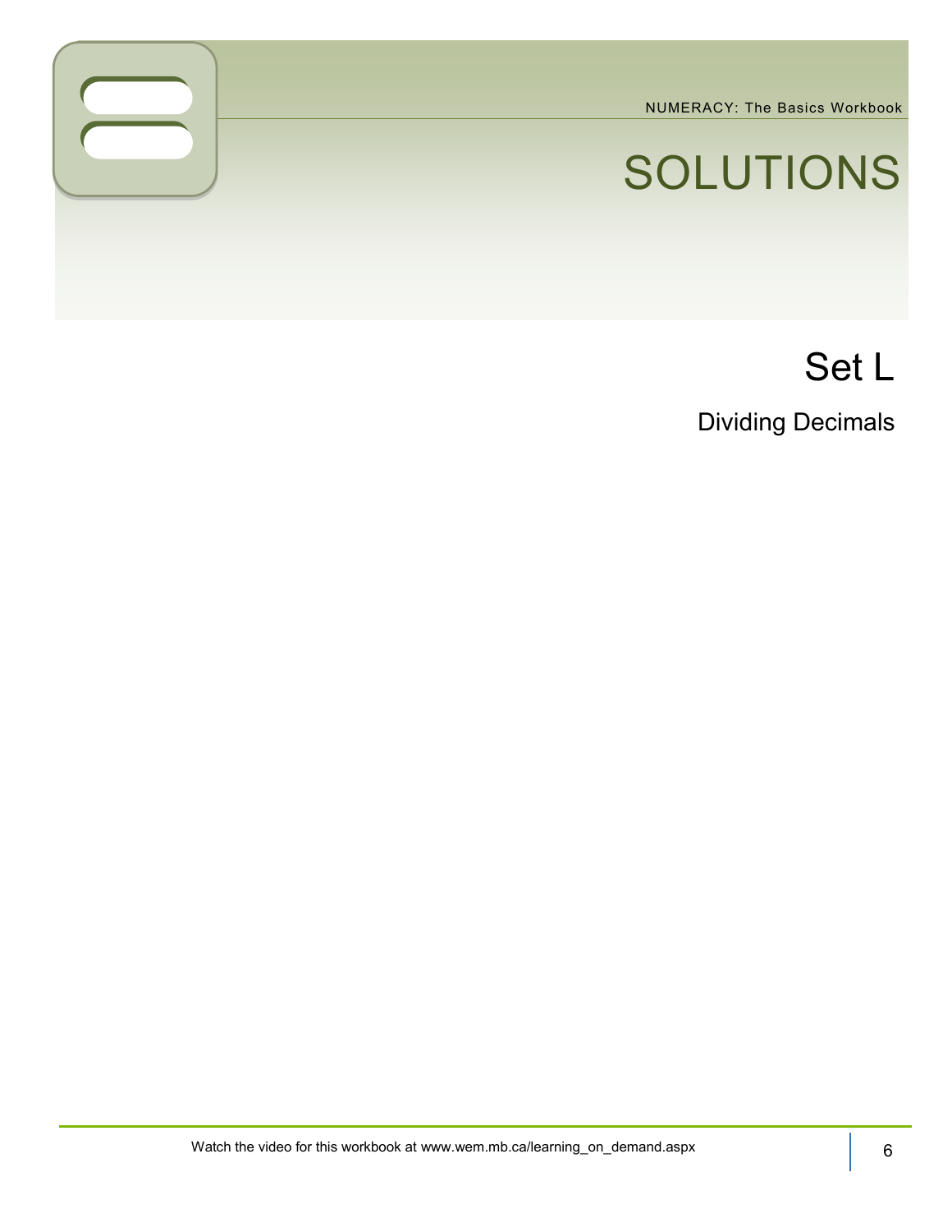# SOLUTIONS

## Set L

### Dividing Decimals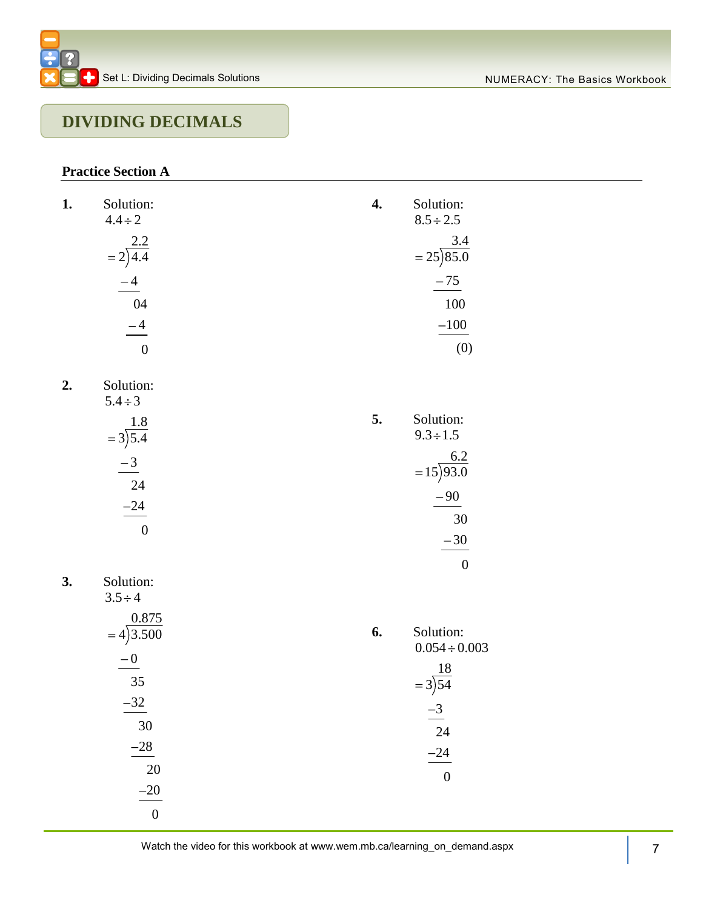# DIVIDING DECIMALS

## Practice Section A

**1.** Solution:

$4.4 \div 2$

$$= 2\overline{)4.4}^{\,2.2}$$

$$\begin{array}{r} 2.2 \\ 2\overline{)4.4} \\ -4\phantom{.4} \\ \hline 04 \\ -4 \\ \hline 0 \end{array}$$

**2.** Solution:

$5.4 \div 3$

$$\begin{array}{r} 1.8 \\ = 3\overline{)5.4} \\ -3\phantom{.4} \\ \hline 24 \\ -24 \\ \hline 0 \end{array}$$

**3.** Solution:

$3.5 \div 4$

$$\begin{array}{r} 0.875 \\ = 4\overline{)3.500} \\ -0\phantom{.500} \\ \hline 35\phantom{00} \\ -32\phantom{00} \\ \hline 30\phantom{0} \\ -28\phantom{0} \\ \hline 20 \\ -20 \\ \hline 0 \end{array}$$

**4.** Solution:

$8.5 \div 2.5$

$$\begin{array}{r} 3.4 \\ = 25\overline{)85.0} \\ -75\phantom{.0} \\ \hline 100 \\ -100 \\ \hline (0) \end{array}$$

**5.** Solution:

$9.3 \div 1.5$

$$\begin{array}{r} 6.2 \\ = 15\overline{)93.0} \\ -90\phantom{.0} \\ \hline 30 \\ -30 \\ \hline 0 \end{array}$$

**6.** Solution:

$0.054 \div 0.003$

$$\begin{array}{r} 18 \\ = 3\overline{)54} \\ -3\phantom{4} \\ \hline 24 \\ -24 \\ \hline 0 \end{array}$$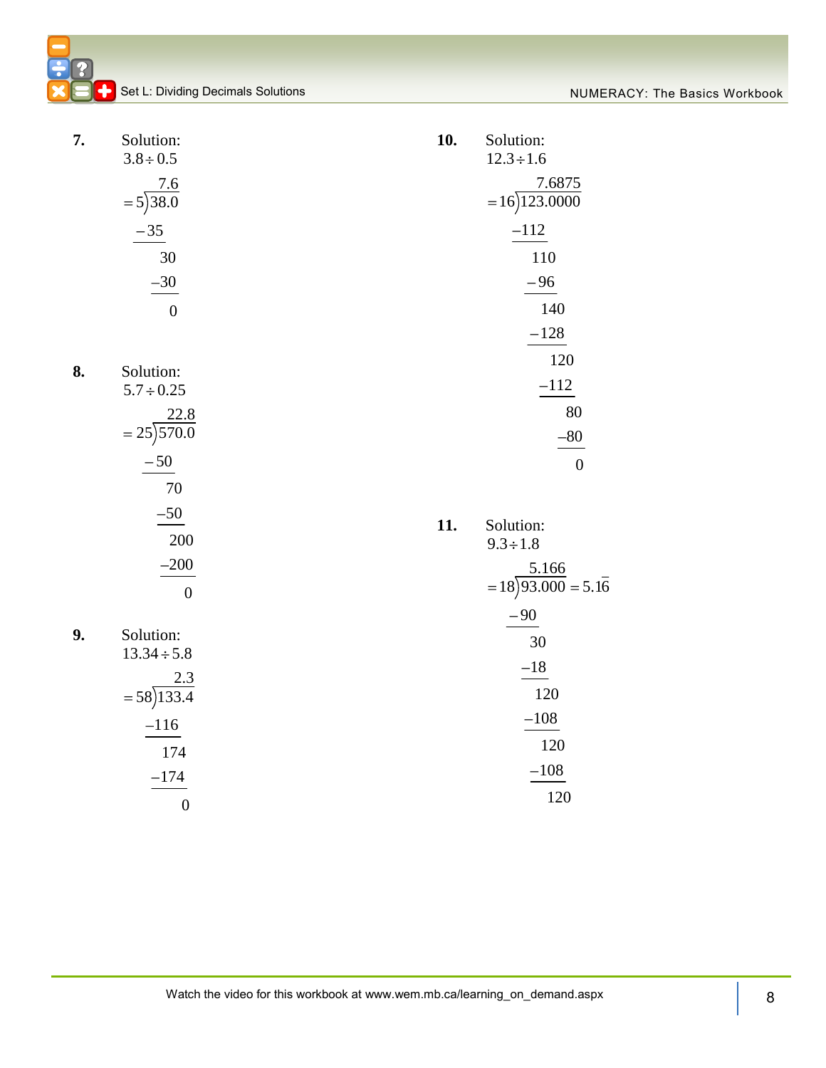**7.** Solution:

$3.8 \div 0.5$

$$= 5\overline{)38.0} = 7.6$$

```
   7.6
5)38.0
 -35
   30
  -30
    0
```

**8.** Solution:

$5.7 \div 0.25$

$$= 25\overline{)570.0} = 22.8$$

```
     22.8
25)570.0
  -50
    70
   -50
    200
   -200
      0
```

**9.** Solution:

$13.34 \div 5.8$

$$= 58\overline{)133.4} = 2.3$$

```
      2.3
58)133.4
  -116
    174
   -174
      0
```

**10.** Solution:

$12.3 \div 1.6$

$$= 16\overline{)123.0000} = 7.6875$$

```
     7.6875
16)123.0000
  -112
    110
    -96
     140
    -128
      120
     -112
        80
       -80
         0
```

**11.** Solution:

$9.3 \div 1.8$

$$= 18\overline{)93.000} = 5.166 = 5.1\overline{6}$$

```
    5.166
18)93.000
  -90
    30
   -18
    120
   -108
     120
    -108
     120
```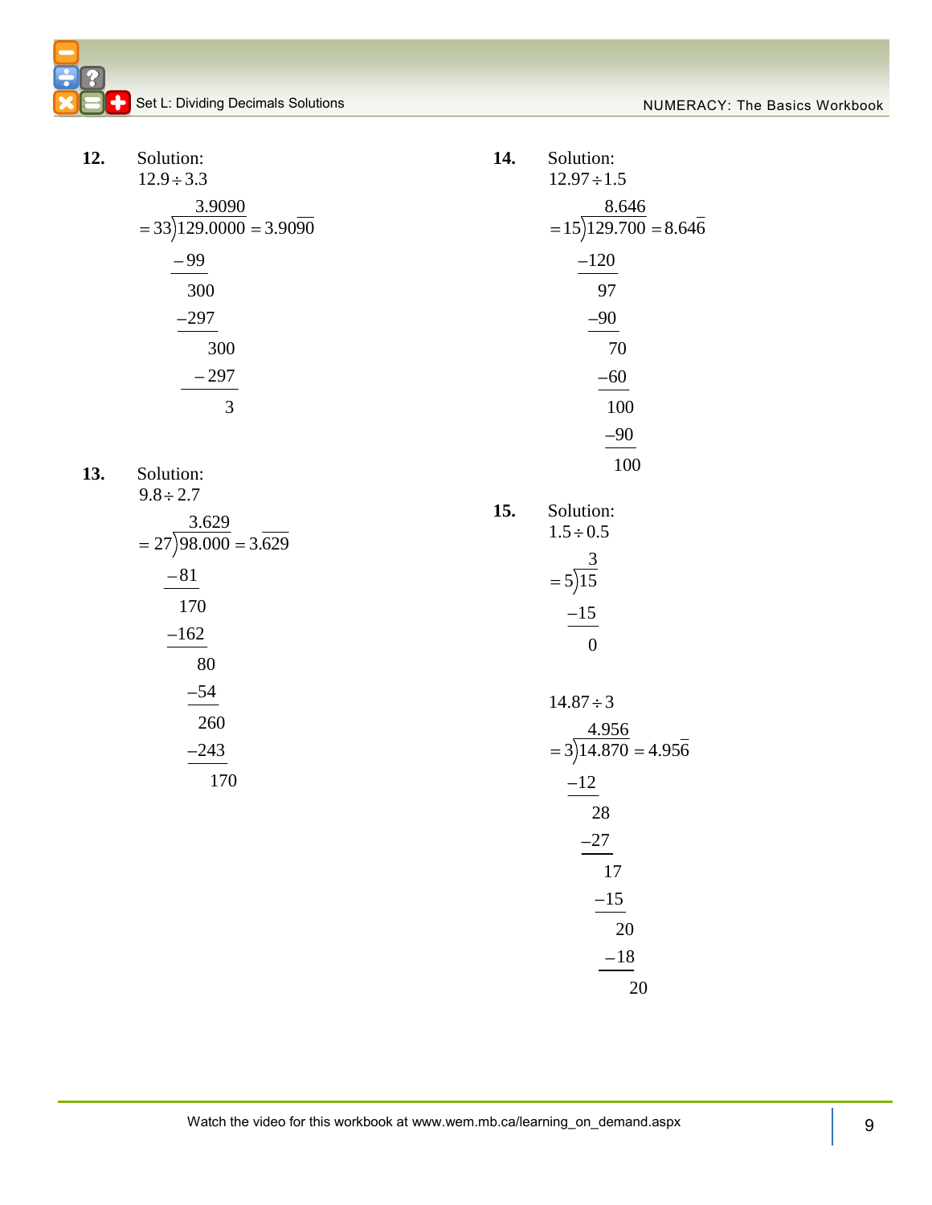**12.** Solution:

$12.9 \div 3.3$

$$= 33\overline{)129.0000} = 3.90\overline{90}$$

Quotient: 3.9090

```
   3.9090
33)129.0000
  −99
   300
  −297
     300
   − 297
       3
```

**13.** Solution:

$9.8 \div 2.7$

$$= 27\overline{)98.000} = 3.\overline{629}$$

Quotient: 3.629

```
   3.629
27)98.000
  −81
   170
  −162
     80
    −54
     260
    −243
      170
```

**14.** Solution:

$12.97 \div 1.5$

$$= 15\overline{)129.700} = 8.64\overline{6}$$

Quotient: 8.646

```
   8.646
15)129.700
  −120
     97
    −90
      70
     −60
      100
      −90
       100
```

**15.** Solution:

$1.5 \div 0.5$

$$= 5\overline{)15}$$

Quotient: 3

```
  3
5)15
 −15
   0
```

$14.87 \div 3$

$$= 3\overline{)14.870} = 4.95\overline{6}$$

Quotient: 4.956

```
  4.956
3)14.870
 −12
   28
  −27
    17
   −15
     20
    −18
      20
```

Watch the video for this workbook at www.wem.mb.ca/learning_on_demand.aspx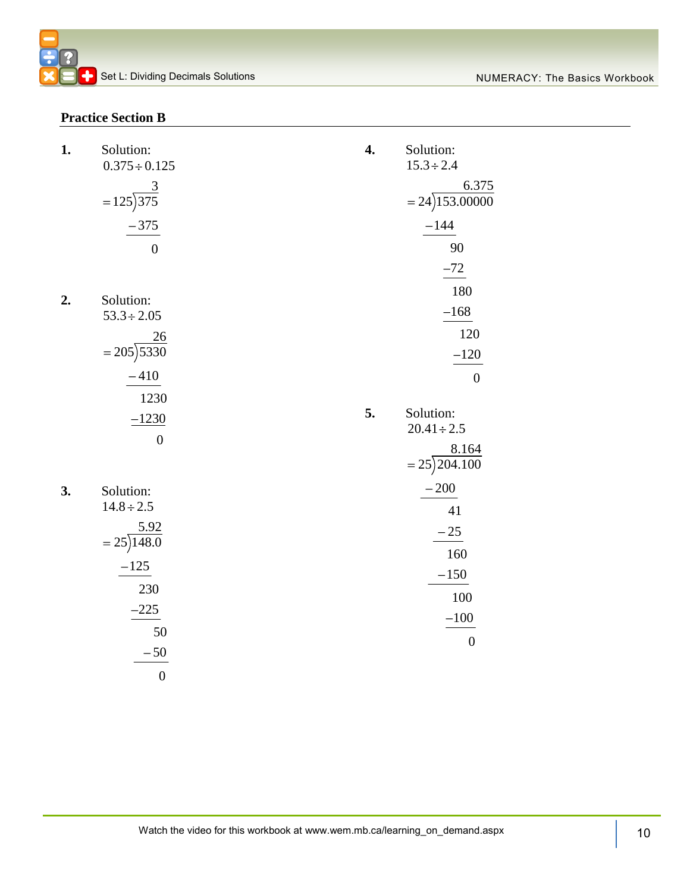## Practice Section B

**1.** Solution:

$0.375 \div 0.125$

$$
\begin{array}{r}
3 \\
= 125\overline{)375} \\
-375 \\
\hline
0
\end{array}
$$

**2.** Solution:

$53.3 \div 2.05$

$$
\begin{array}{r}
26 \\
= 205\overline{)5330} \\
-410 \\
\hline
1230 \\
-1230 \\
\hline
0
\end{array}
$$

**3.** Solution:

$14.8 \div 2.5$

$$
\begin{array}{r}
5.92 \\
= 25\overline{)148.0} \\
-125 \\
\hline
230 \\
-225 \\
\hline
50 \\
-50 \\
\hline
0
\end{array}
$$

**4.** Solution:

$15.3 \div 2.4$

$$
\begin{array}{r}
6.375 \\
= 24\overline{)153.00000} \\
-144 \\
\hline
90 \\
-72 \\
\hline
180 \\
-168 \\
\hline
120 \\
-120 \\
\hline
0
\end{array}
$$

**5.** Solution:

$20.41 \div 2.5$

$$
\begin{array}{r}
8.164 \\
= 25\overline{)204.100} \\
-200 \\
\hline
41 \\
-25 \\
\hline
160 \\
-150 \\
\hline
100 \\
-100 \\
\hline
0
\end{array}
$$

Watch the video for this workbook at www.wem.mb.ca/learning_on_demand.aspx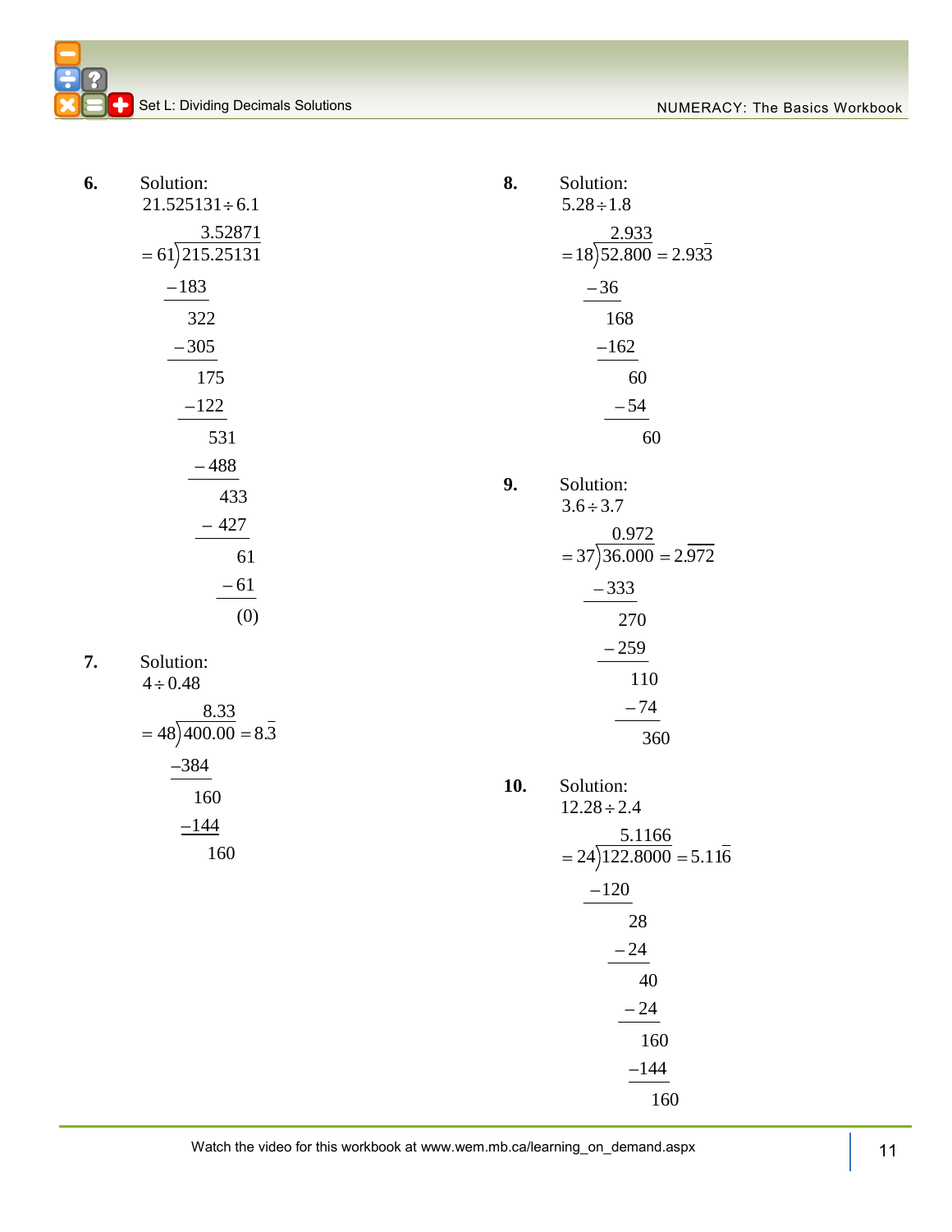**6.** Solution:

$21.525131 \div 6.1$

$$= 61\overline{)215.25131} = 3.52871$$

$$\begin{array}{r} -183 \\ \hline 322 \\ -305 \\ \hline 175 \\ -122 \\ \hline 531 \\ -488 \\ \hline 433 \\ -427 \\ \hline 61 \\ -61 \\ \hline (0) \end{array}$$

**7.** Solution:

$4 \div 0.48$

$$= 48\overline{)400.00} = 8.33 = 8.\overline{3}$$

$$\begin{array}{r} -384 \\ \hline 160 \\ -144 \\ \hline 160 \end{array}$$

**8.** Solution:

$5.28 \div 1.8$

$$= 18\overline{)52.800} = 2.933 = 2.93\overline{3}$$

$$\begin{array}{r} -36 \\ \hline 168 \\ -162 \\ \hline 60 \\ -54 \\ \hline 60 \end{array}$$

**9.** Solution:

$3.6 \div 3.7$

$$= 37\overline{)36.000} = 0.972 = 2.\overline{972}$$

$$\begin{array}{r} -333 \\ \hline 270 \\ -259 \\ \hline 110 \\ -74 \\ \hline 360 \end{array}$$

**10.** Solution:

$12.28 \div 2.4$

$$= 24\overline{)122.8000} = 5.1166 = 5.11\overline{6}$$

$$\begin{array}{r} -120 \\ \hline 28 \\ -24 \\ \hline 40 \\ -24 \\ \hline 160 \\ -144 \\ \hline 160 \end{array}$$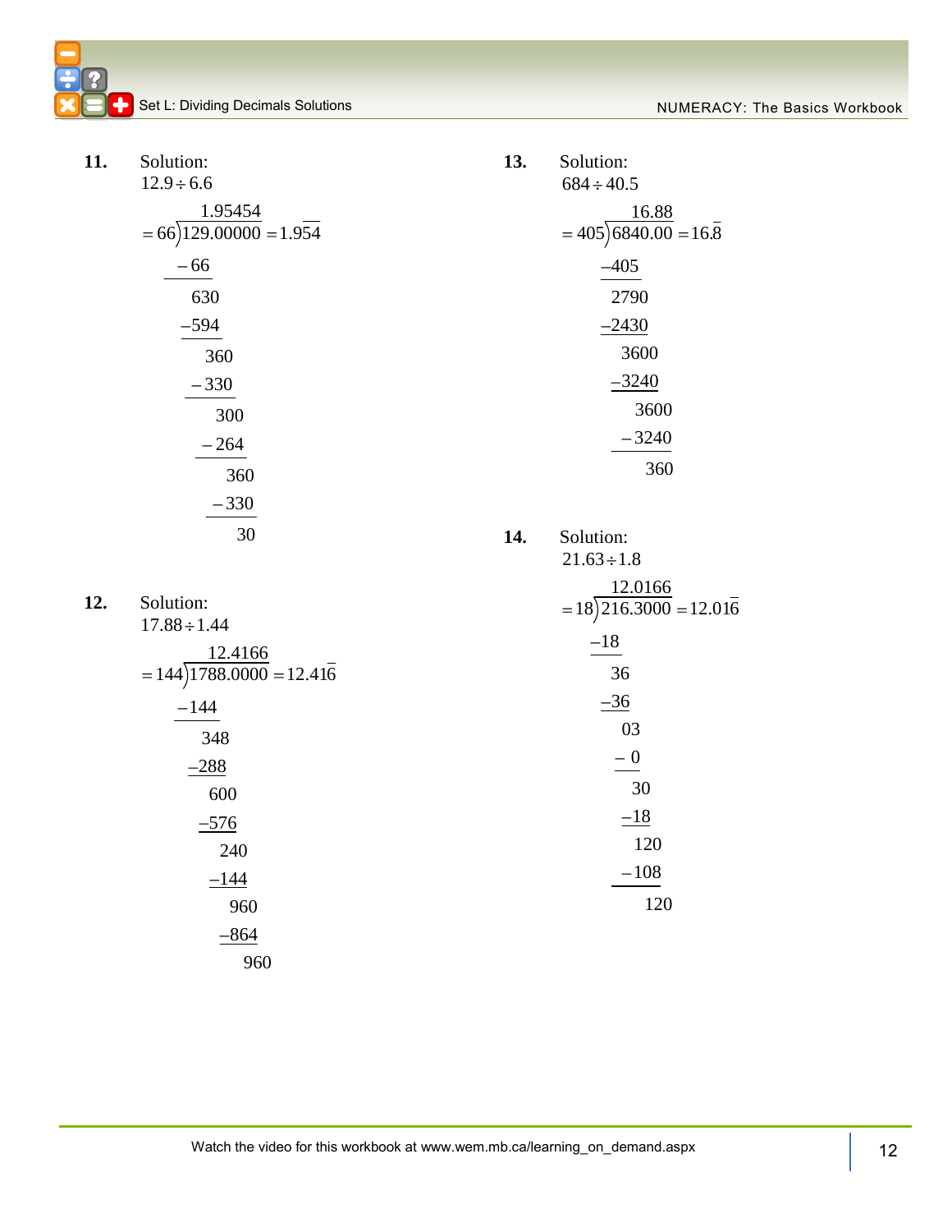**11.** Solution:

$12.9 \div 6.6$

$$= 66\overline{)129.00000} = 1.9\overline{54}$$

Quotient: 1.95454

$$\begin{array}{r} 129 \\ -66 \\ \hline 630 \\ -594 \\ \hline 360 \\ -330 \\ \hline 300 \\ -264 \\ \hline 360 \\ -330 \\ \hline 30 \end{array}$$

**12.** Solution:

$17.88 \div 1.44$

$$= 144\overline{)1788.0000} = 12.41\overline{6}$$

Quotient: 12.4166

$$\begin{array}{r} 178 \\ -144 \\ \hline 348 \\ -288 \\ \hline 600 \\ -576 \\ \hline 240 \\ -144 \\ \hline 960 \\ -864 \\ \hline 960 \end{array}$$

**13.** Solution:

$684 \div 40.5$

$$= 405\overline{)6840.00} = 16.\overline{8}$$

Quotient: 16.88

$$\begin{array}{r} 684 \\ -405 \\ \hline 2790 \\ -2430 \\ \hline 3600 \\ -3240 \\ \hline 3600 \\ -3240 \\ \hline 360 \end{array}$$

**14.** Solution:

$21.63 \div 1.8$

$$= 18\overline{)216.3000} = 12.01\overline{6}$$

Quotient: 12.0166

$$\begin{array}{r} 21 \\ -18 \\ \hline 36 \\ -36 \\ \hline 03 \\ -0 \\ \hline 30 \\ -18 \\ \hline 120 \\ -108 \\ \hline 120 \end{array}$$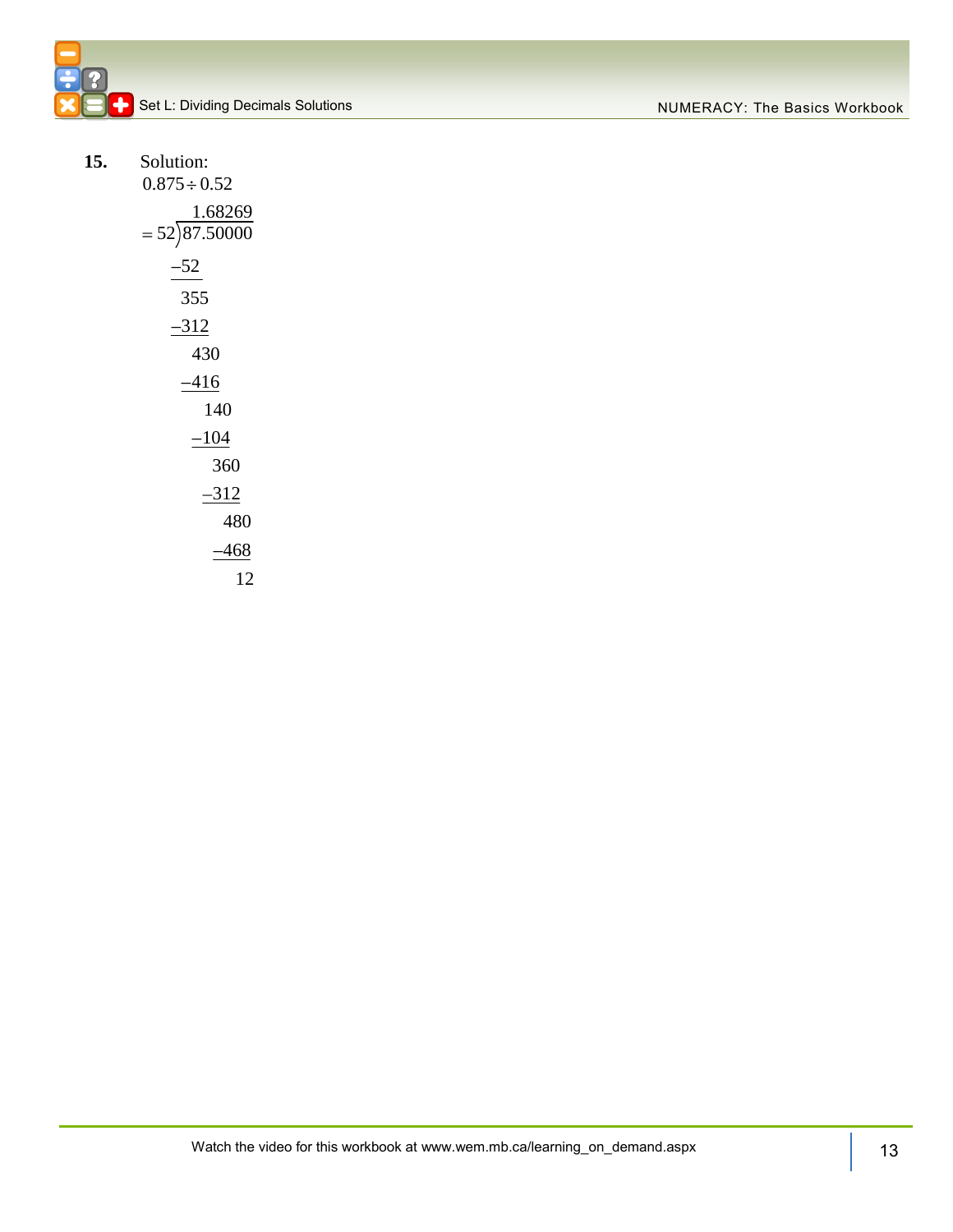**15.** Solution:

$0.875 \div 0.52$

$$= 52\overline{)87.50000}\quad 1.68269$$

```
     1.68269
52)87.50000
  -52
   355
  -312
    430
   -416
     140
    -104
      360
     -312
       480
      -468
        12
```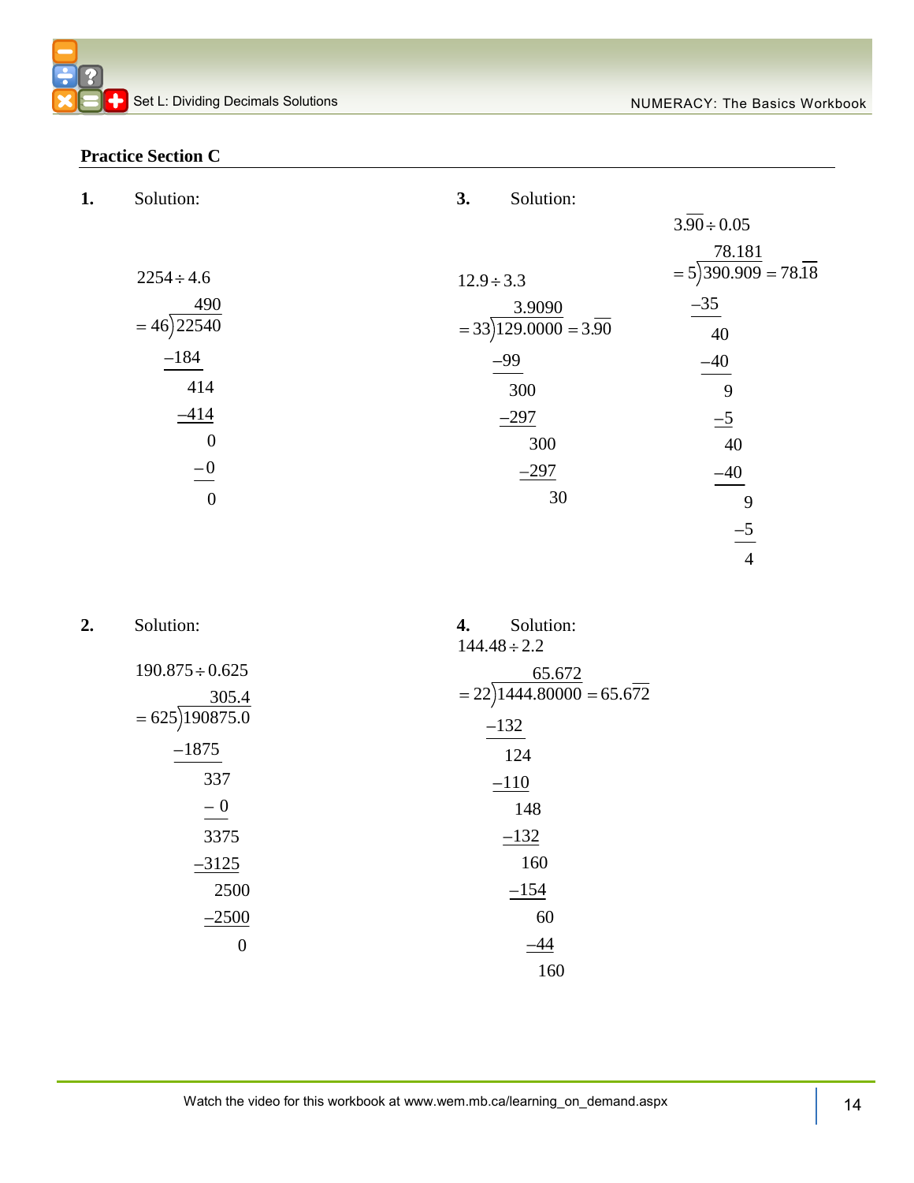## Practice Section C

**1.** Solution:

$$2254 \div 4.6$$

$$= 46\overline{)22540}$$

Quotient: 490

$$
\begin{array}{r}
22540 \\
-184 \\
\hline
414 \\
-414 \\
\hline
0 \\
-0 \\
\hline
0
\end{array}
$$

**2.** Solution:

$$190.875 \div 0.625$$

$$= 625\overline{)190875.0}$$

Quotient: 305.4

$$
\begin{array}{r}
190875.0 \\
-1875 \\
\hline
337 \\
-0 \\
\hline
3375 \\
-3125 \\
\hline
2500 \\
-2500 \\
\hline
0
\end{array}
$$

**3.** Solution:

$$12.9 \div 3.3$$

$$= 33\overline{)129.0000} = 3.\overline{90}$$

Quotient: 3.9090

$$
\begin{array}{r}
129.0000 \\
-99 \\
\hline
300 \\
-297 \\
\hline
300 \\
-297 \\
\hline
30
\end{array}
$$

$$3.\overline{90} \div 0.05$$

$$= 5\overline{)390.909} = 78.\overline{18}$$

Quotient: 78.181

$$
\begin{array}{r}
390.909 \\
-35 \\
\hline
40 \\
-40 \\
\hline
9 \\
-5 \\
\hline
40 \\
-40 \\
\hline
9 \\
-5 \\
\hline
4
\end{array}
$$

**4.** Solution:

$$144.48 \div 2.2$$

$$= 22\overline{)1444.80000} = 65.6\overline{72}$$

Quotient: 65.672

$$
\begin{array}{r}
1444.80000 \\
-132 \\
\hline
124 \\
-110 \\
\hline
148 \\
-132 \\
\hline
160 \\
-154 \\
\hline
60 \\
-44 \\
\hline
160
\end{array}
$$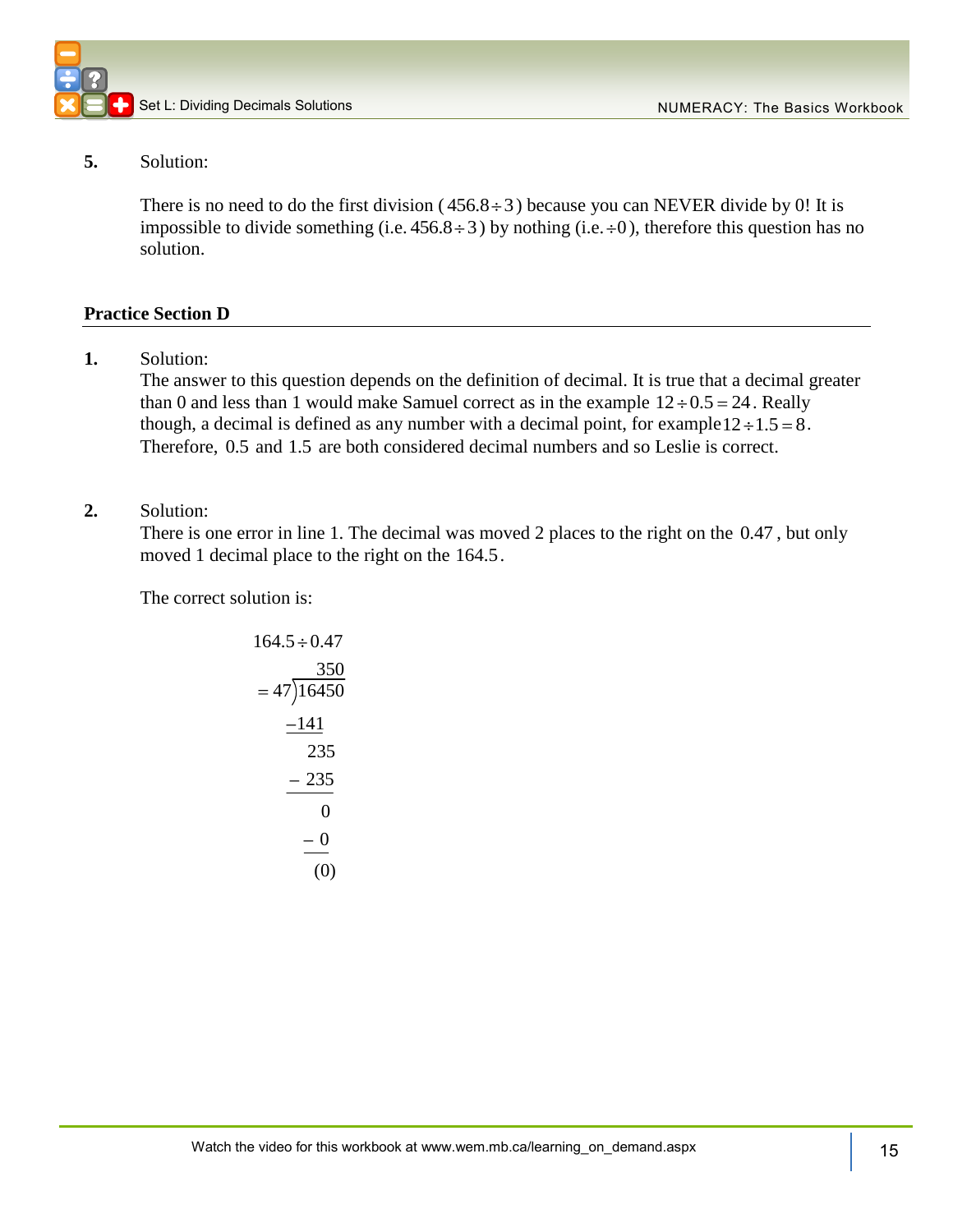**5.** Solution:

There is no need to do the first division ($456.8 \div 3$) because you can NEVER divide by 0! It is impossible to divide something (i.e. $456.8 \div 3$) by nothing (i.e. $\div 0$), therefore this question has no solution.

## Practice Section D

**1.** Solution:
The answer to this question depends on the definition of decimal. It is true that a decimal greater than 0 and less than 1 would make Samuel correct as in the example $12 \div 0.5 = 24$. Really though, a decimal is defined as any number with a decimal point, for example $12 \div 1.5 = 8$. Therefore, $0.5$ and $1.5$ are both considered decimal numbers and so Leslie is correct.

**2.** Solution:
There is one error in line 1. The decimal was moved 2 places to the right on the $0.47$, but only moved 1 decimal place to the right on the $164.5$.

The correct solution is:

$$164.5 \div 0.47$$

$$= 47\overline{)16450}$$

```
       350
 47)16450
   -141
     235
   - 235
       0
     - 0
     (0)
```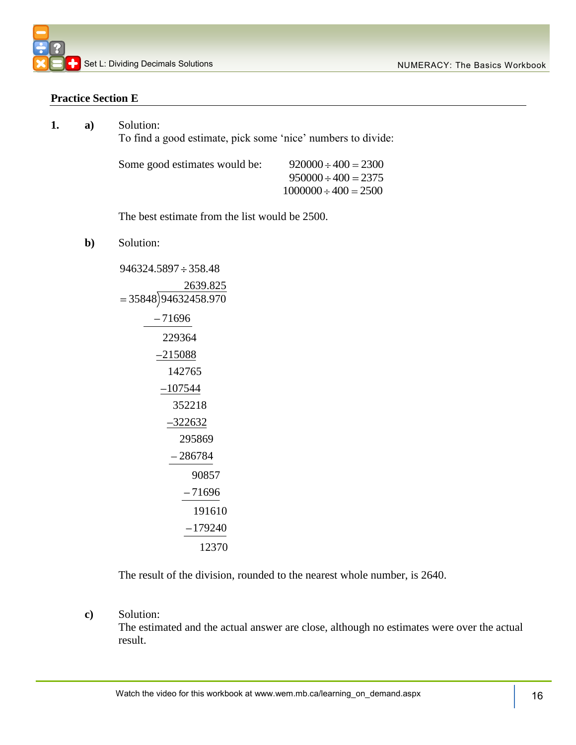## Practice Section E

**1.** **a)** Solution:
To find a good estimate, pick some 'nice' numbers to divide:

Some good estimates would be:

$$920000 \div 400 = 2300$$
$$950000 \div 400 = 2375$$
$$1000000 \div 400 = 2500$$

The best estimate from the list would be 2500.

**b)** Solution:

$$946324.5897 \div 358.48$$

$$= 35848\overline{)94632458.970}$$

Quotient: 2639.825

```
        2639.825
35848)94632458.970
     -71696
      229364
     -215088
       142765
      -107544
        352218
       -322632
         295869
        -286784
           90857
          -71696
           191610
          -179240
            12370
```

The result of the division, rounded to the nearest whole number, is 2640.

**c)** Solution:
The estimated and the actual answer are close, although no estimates were over the actual result.